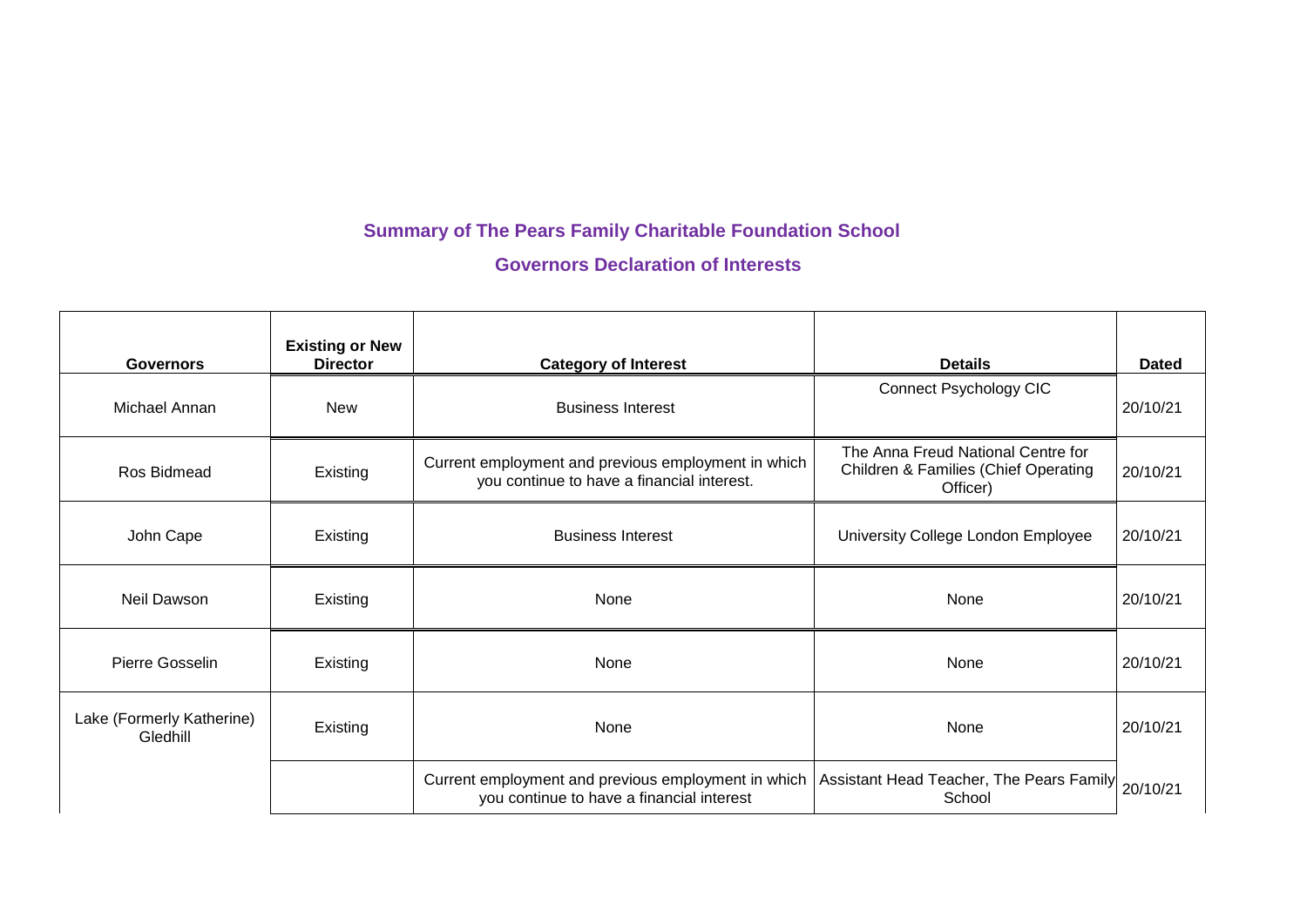## Summary of The Pears Family Charitable Foundation School

## Governors Declaration of Interests

| Governors | Existing or New Director | Category of Interest | Details | Dated |
|---|---|---|---|---|
| Michael Annan | New | Business Interest | Connect Psychology CIC | 20/10/21 |
| Ros Bidmead | Existing | Current employment and previous employment in which you continue to have a financial interest. | The Anna Freud National Centre for Children & Families (Chief Operating Officer) | 20/10/21 |
| John Cape | Existing | Business Interest | University College London Employee | 20/10/21 |
| Neil Dawson | Existing | None | None | 20/10/21 |
| Pierre Gosselin | Existing | None | None | 20/10/21 |
| Lake (Formerly Katherine) Gledhill | Existing | None | None | 20/10/21 |
| | | Current employment and previous employment in which you continue to have a financial interest | Assistant Head Teacher, The Pears Family School | 20/10/21 |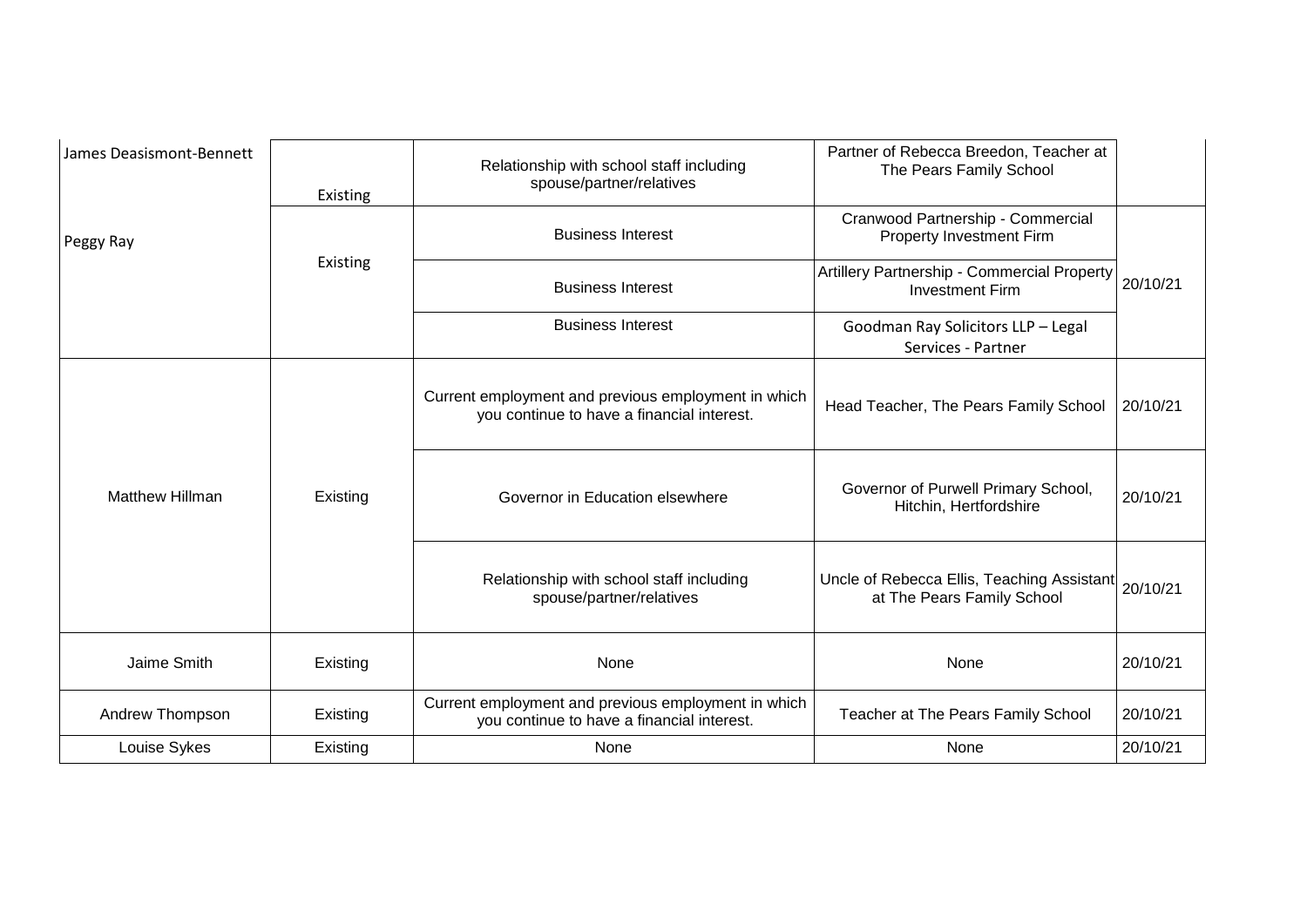| | | | | |
|---|---|---|---|---|
| James Deasismont-Bennett | Existing | Relationship with school staff including spouse/partner/relatives | Partner of Rebecca Breedon, Teacher at The Pears Family School | |
| Peggy Ray | Existing | Business Interest | Cranwood Partnership - Commercial Property Investment Firm | 20/10/21 |
| | | Business Interest | Artillery Partnership - Commercial Property Investment Firm | |
| | | Business Interest | Goodman Ray Solicitors LLP – Legal Services - Partner | |
| Matthew Hillman | Existing | Current employment and previous employment in which you continue to have a financial interest. | Head Teacher, The Pears Family School | 20/10/21 |
| | | Governor in Education elsewhere | Governor of Purwell Primary School, Hitchin, Hertfordshire | 20/10/21 |
| | | Relationship with school staff including spouse/partner/relatives | Uncle of Rebecca Ellis, Teaching Assistant at The Pears Family School | 20/10/21 |
| Jaime Smith | Existing | None | None | 20/10/21 |
| Andrew Thompson | Existing | Current employment and previous employment in which you continue to have a financial interest. | Teacher at The Pears Family School | 20/10/21 |
| Louise Sykes | Existing | None | None | 20/10/21 |